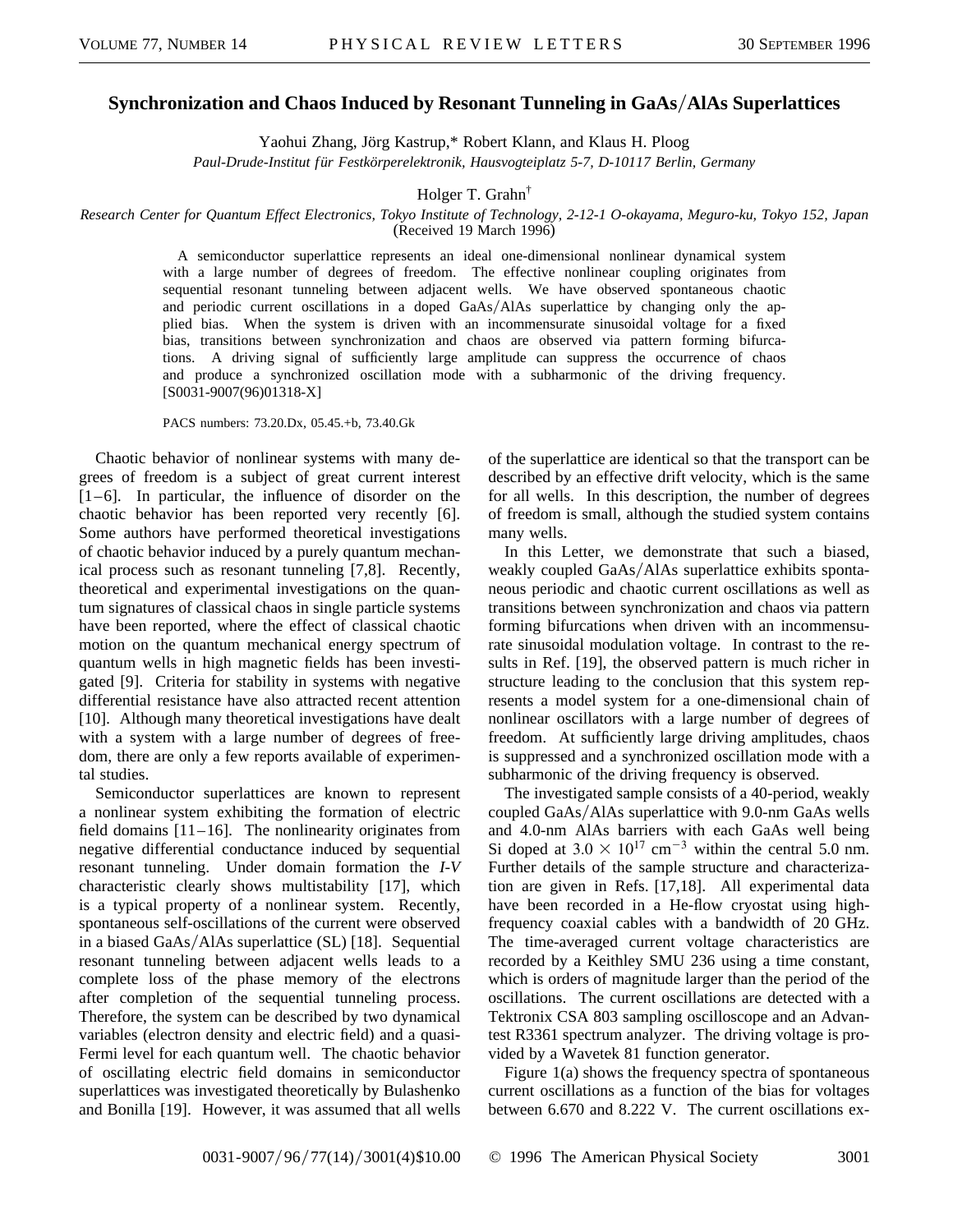# Synchronization and Chaos Induced by Resonant Tunneling in GaAs/AlAs Superlattices

Yaohui Zhang, Jörg Kastrup,* Robert Klann, and Klaus H. Ploog

*Paul-Drude-Institut für Festkörperelektronik, Hausvogteiplatz 5-7, D-10117 Berlin, Germany*

Holger T. Grahn†

*Research Center for Quantum Effect Electronics, Tokyo Institute of Technology, 2-12-1 O-okayama, Meguro-ku, Tokyo 152, Japan*

(Received 19 March 1996)

A semiconductor superlattice represents an ideal one-dimensional nonlinear dynamical system with a large number of degrees of freedom. The effective nonlinear coupling originates from sequential resonant tunneling between adjacent wells. We have observed spontaneous chaotic and periodic current oscillations in a doped GaAs/AlAs superlattice by changing only the applied bias. When the system is driven with an incommensurate sinusoidal voltage for a fixed bias, transitions between synchronization and chaos are observed via pattern forming bifurcations. A driving signal of sufficiently large amplitude can suppress the occurrence of chaos and produce a synchronized oscillation mode with a subharmonic of the driving frequency. [S0031-9007(96)01318-X]

PACS numbers: 73.20.Dx, 05.45.+b, 73.40.Gk

Chaotic behavior of nonlinear systems with many degrees of freedom is a subject of great current interest [1–6]. In particular, the influence of disorder on the chaotic behavior has been reported very recently [6]. Some authors have performed theoretical investigations of chaotic behavior induced by a purely quantum mechanical process such as resonant tunneling [7,8]. Recently, theoretical and experimental investigations on the quantum signatures of classical chaos in single particle systems have been reported, where the effect of classical chaotic motion on the quantum mechanical energy spectrum of quantum wells in high magnetic fields has been investigated [9]. Criteria for stability in systems with negative differential resistance have also attracted recent attention [10]. Although many theoretical investigations have dealt with a system with a large number of degrees of freedom, there are only a few reports available of experimental studies.

Semiconductor superlattices are known to represent a nonlinear system exhibiting the formation of electric field domains [11–16]. The nonlinearity originates from negative differential conductance induced by sequential resonant tunneling. Under domain formation the *I-V* characteristic clearly shows multistability [17], which is a typical property of a nonlinear system. Recently, spontaneous self-oscillations of the current were observed in a biased GaAs/AlAs superlattice (SL) [18]. Sequential resonant tunneling between adjacent wells leads to a complete loss of the phase memory of the electrons after completion of the sequential tunneling process. Therefore, the system can be described by two dynamical variables (electron density and electric field) and a quasi-Fermi level for each quantum well. The chaotic behavior of oscillating electric field domains in semiconductor superlattices was investigated theoretically by Bulashenko and Bonilla [19]. However, it was assumed that all wells of the superlattice are identical so that the transport can be described by an effective drift velocity, which is the same for all wells. In this description, the number of degrees of freedom is small, although the studied system contains many wells.

In this Letter, we demonstrate that such a biased, weakly coupled GaAs/AlAs superlattice exhibits spontaneous periodic and chaotic current oscillations as well as transitions between synchronization and chaos via pattern forming bifurcations when driven with an incommensurate sinusoidal modulation voltage. In contrast to the results in Ref. [19], the observed pattern is much richer in structure leading to the conclusion that this system represents a model system for a one-dimensional chain of nonlinear oscillators with a large number of degrees of freedom. At sufficiently large driving amplitudes, chaos is suppressed and a synchronized oscillation mode with a subharmonic of the driving frequency is observed.

The investigated sample consists of a 40-period, weakly coupled GaAs/AlAs superlattice with 9.0-nm GaAs wells and 4.0-nm AlAs barriers with each GaAs well being Si doped at $3.0 \times 10^{17}$ cm$^{-3}$ within the central 5.0 nm. Further details of the sample structure and characterization are given in Refs. [17,18]. All experimental data have been recorded in a He-flow cryostat using high-frequency coaxial cables with a bandwidth of 20 GHz. The time-averaged current voltage characteristics are recorded by a Keithley SMU 236 using a time constant, which is orders of magnitude larger than the period of the oscillations. The current oscillations are detected with a Tektronix CSA 803 sampling oscilloscope and an Advantest R3361 spectrum analyzer. The driving voltage is provided by a Wavetek 81 function generator.

Figure 1(a) shows the frequency spectra of spontaneous current oscillations as a function of the bias for voltages between 6.670 and 8.222 V. The current oscillations ex-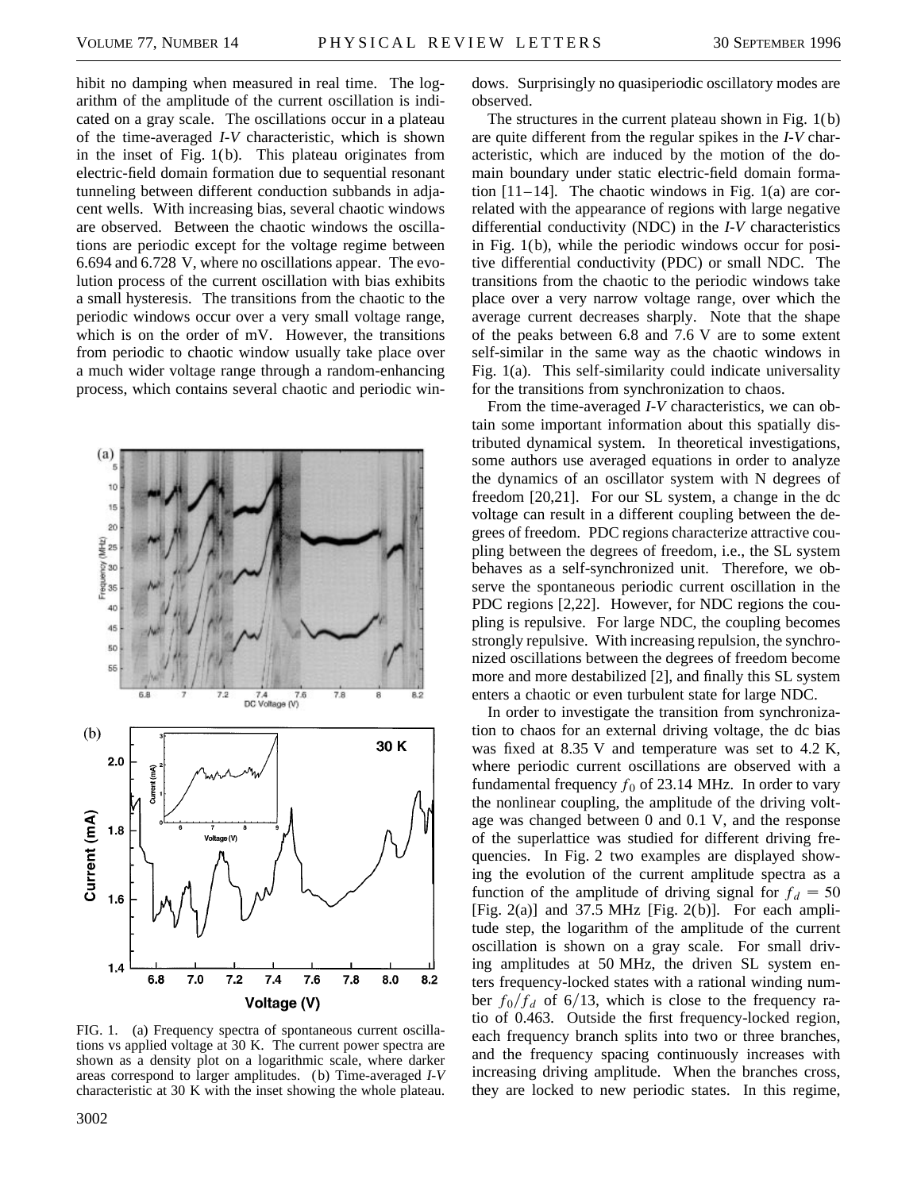hibit no damping when measured in real time. The logarithm of the amplitude of the current oscillation is indicated on a gray scale. The oscillations occur in a plateau of the time-averaged *I-V* characteristic, which is shown in the inset of Fig. 1(b). This plateau originates from electric-field domain formation due to sequential resonant tunneling between different conduction subbands in adjacent wells. With increasing bias, several chaotic windows are observed. Between the chaotic windows the oscillations are periodic except for the voltage regime between 6.694 and 6.728 V, where no oscillations appear. The evolution process of the current oscillation with bias exhibits a small hysteresis. The transitions from the chaotic to the periodic windows occur over a very small voltage range, which is on the order of mV. However, the transitions from periodic to chaotic window usually take place over a much wider voltage range through a random-enhancing process, which contains several chaotic and periodic windows. Surprisingly no quasiperiodic oscillatory modes are observed.

FIG. 1. (a) Frequency spectra of spontaneous current oscillations vs applied voltage at 30 K. The current power spectra are shown as a density plot on a logarithmic scale, where darker areas correspond to larger amplitudes. (b) Time-averaged *I-V* characteristic at 30 K with the inset showing the whole plateau.

The structures in the current plateau shown in Fig. 1(b) are quite different from the regular spikes in the *I-V* characteristic, which are induced by the motion of the domain boundary under static electric-field domain formation [11–14]. The chaotic windows in Fig. 1(a) are correlated with the appearance of regions with large negative differential conductivity (NDC) in the *I-V* characteristics in Fig. 1(b), while the periodic windows occur for positive differential conductivity (PDC) or small NDC. The transitions from the chaotic to the periodic windows take place over a very narrow voltage range, over which the average current decreases sharply. Note that the shape of the peaks between 6.8 and 7.6 V are to some extent self-similar in the same way as the chaotic windows in Fig. 1(a). This self-similarity could indicate universality for the transitions from synchronization to chaos.

From the time-averaged *I-V* characteristics, we can obtain some important information about this spatially distributed dynamical system. In theoretical investigations, some authors use averaged equations in order to analyze the dynamics of an oscillator system with N degrees of freedom [20,21]. For our SL system, a change in the dc voltage can result in a different coupling between the degrees of freedom. PDC regions characterize attractive coupling between the degrees of freedom, i.e., the SL system behaves as a self-synchronized unit. Therefore, we observe the spontaneous periodic current oscillation in the PDC regions [2,22]. However, for NDC regions the coupling is repulsive. For large NDC, the coupling becomes strongly repulsive. With increasing repulsion, the synchronized oscillations between the degrees of freedom become more and more destabilized [2], and finally this SL system enters a chaotic or even turbulent state for large NDC.

In order to investigate the transition from synchronization to chaos for an external driving voltage, the dc bias was fixed at 8.35 V and temperature was set to 4.2 K, where periodic current oscillations are observed with a fundamental frequency $f_0$ of 23.14 MHz. In order to vary the nonlinear coupling, the amplitude of the driving voltage was changed between 0 and 0.1 V, and the response of the superlattice was studied for different driving frequencies. In Fig. 2 two examples are displayed showing the evolution of the current amplitude spectra as a function of the amplitude of driving signal for $f_d = 50$ [Fig. 2(a)] and 37.5 MHz [Fig. 2(b)]. For each amplitude step, the logarithm of the amplitude of the current oscillation is shown on a gray scale. For small driving amplitudes at 50 MHz, the driven SL system enters frequency-locked states with a rational winding number $f_0/f_d$ of $6/13$, which is close to the frequency ratio of 0.463. Outside the first frequency-locked region, each frequency branch splits into two or three branches, and the frequency spacing continuously increases with increasing driving amplitude. When the branches cross, they are locked to new periodic states. In this regime,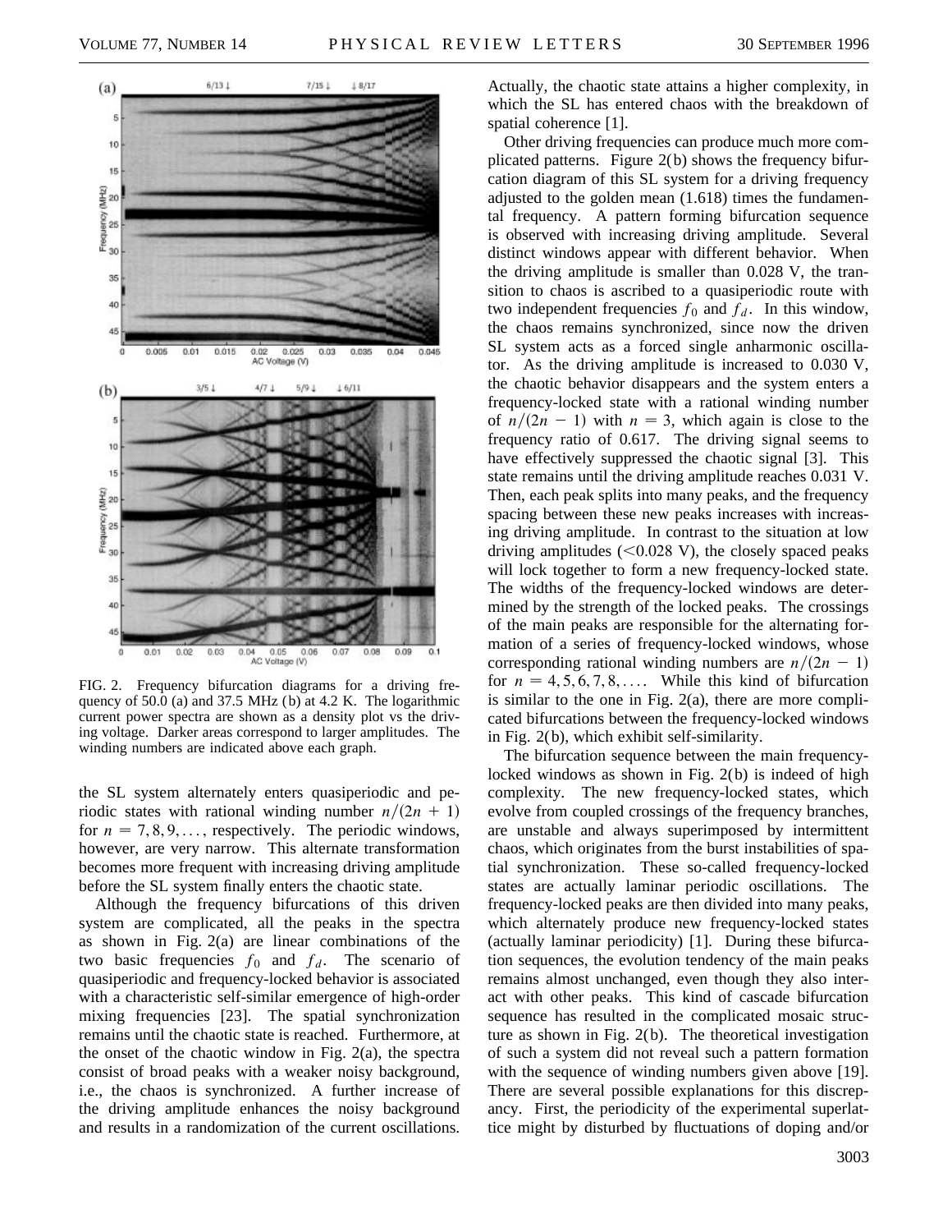FIG. 2. Frequency bifurcation diagrams for a driving frequency of 50.0 (a) and 37.5 MHz (b) at 4.2 K. The logarithmic current power spectra are shown as a density plot vs the driving voltage. Darker areas correspond to larger amplitudes. The winding numbers are indicated above each graph.

the SL system alternately enters quasiperiodic and periodic states with rational winding number $n/(2n + 1)$ for $n = 7, 8, 9, \ldots$, respectively. The periodic windows, however, are very narrow. This alternate transformation becomes more frequent with increasing driving amplitude before the SL system finally enters the chaotic state.

Although the frequency bifurcations of this driven system are complicated, all the peaks in the spectra as shown in Fig. 2(a) are linear combinations of the two basic frequencies $f_0$ and $f_d$. The scenario of quasiperiodic and frequency-locked behavior is associated with a characteristic self-similar emergence of high-order mixing frequencies [23]. The spatial synchronization remains until the chaotic state is reached. Furthermore, at the onset of the chaotic window in Fig. 2(a), the spectra consist of broad peaks with a weaker noisy background, i.e., the chaos is synchronized. A further increase of the driving amplitude enhances the noisy background and results in a randomization of the current oscillations. Actually, the chaotic state attains a higher complexity, in which the SL has entered chaos with the breakdown of spatial coherence [1].

Other driving frequencies can produce much more complicated patterns. Figure 2(b) shows the frequency bifurcation diagram of this SL system for a driving frequency adjusted to the golden mean (1.618) times the fundamental frequency. A pattern forming bifurcation sequence is observed with increasing driving amplitude. Several distinct windows appear with different behavior. When the driving amplitude is smaller than 0.028 V, the transition to chaos is ascribed to a quasiperiodic route with two independent frequencies $f_0$ and $f_d$. In this window, the chaos remains synchronized, since now the driven SL system acts as a forced single anharmonic oscillator. As the driving amplitude is increased to 0.030 V, the chaotic behavior disappears and the system enters a frequency-locked state with a rational winding number of $n/(2n - 1)$ with $n = 3$, which again is close to the frequency ratio of 0.617. The driving signal seems to have effectively suppressed the chaotic signal [3]. This state remains until the driving amplitude reaches 0.031 V. Then, each peak splits into many peaks, and the frequency spacing between these new peaks increases with increasing driving amplitude. In contrast to the situation at low driving amplitudes (<0.028 V), the closely spaced peaks will lock together to form a new frequency-locked state. The widths of the frequency-locked windows are determined by the strength of the locked peaks. The crossings of the main peaks are responsible for the alternating formation of a series of frequency-locked windows, whose corresponding rational winding numbers are $n/(2n - 1)$ for $n = 4, 5, 6, 7, 8, \ldots$. While this kind of bifurcation is similar to the one in Fig. 2(a), there are more complicated bifurcations between the frequency-locked windows in Fig. 2(b), which exhibit self-similarity.

The bifurcation sequence between the main frequency-locked windows as shown in Fig. 2(b) is indeed of high complexity. The new frequency-locked states, which evolve from coupled crossings of the frequency branches, are unstable and always superimposed by intermittent chaos, which originates from the burst instabilities of spatial synchronization. These so-called frequency-locked states are actually laminar periodic oscillations. The frequency-locked peaks are then divided into many peaks, which alternately produce new frequency-locked states (actually laminar periodicity) [1]. During these bifurcation sequences, the evolution tendency of the main peaks remains almost unchanged, even though they also interact with other peaks. This kind of cascade bifurcation sequence has resulted in the complicated mosaic structure as shown in Fig. 2(b). The theoretical investigation of such a system did not reveal such a pattern formation with the sequence of winding numbers given above [19]. There are several possible explanations for this discrepancy. First, the periodicity of the experimental superlattice might by disturbed by fluctuations of doping and/or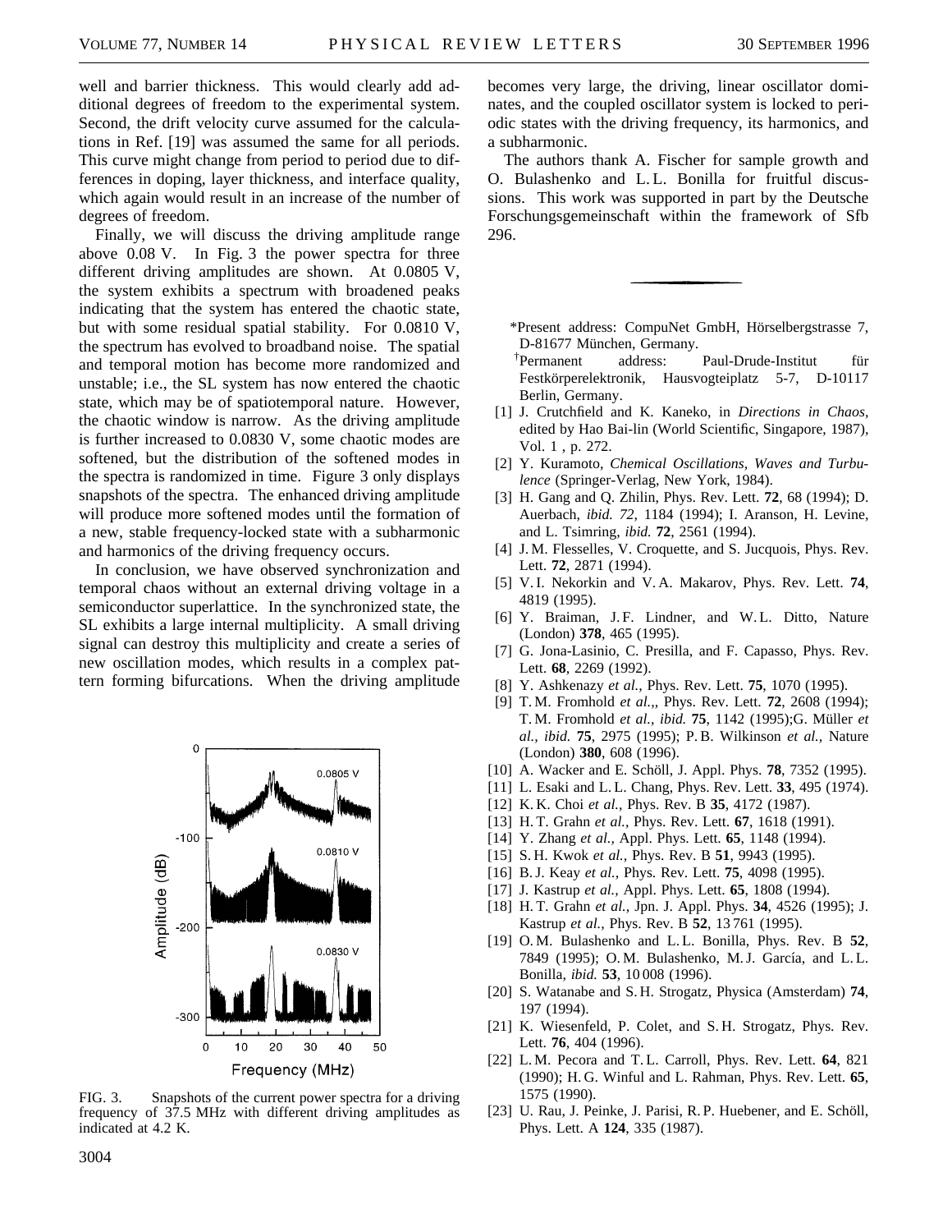well and barrier thickness. This would clearly add additional degrees of freedom to the experimental system. Second, the drift velocity curve assumed for the calculations in Ref. [19] was assumed the same for all periods. This curve might change from period to period due to differences in doping, layer thickness, and interface quality, which again would result in an increase of the number of degrees of freedom.

Finally, we will discuss the driving amplitude range above 0.08 V. In Fig. 3 the power spectra for three different driving amplitudes are shown. At 0.0805 V, the system exhibits a spectrum with broadened peaks indicating that the system has entered the chaotic state, but with some residual spatial stability. For 0.0810 V, the spectrum has evolved to broadband noise. The spatial and temporal motion has become more randomized and unstable; i.e., the SL system has now entered the chaotic state, which may be of spatiotemporal nature. However, the chaotic window is narrow. As the driving amplitude is further increased to 0.0830 V, some chaotic modes are softened, but the distribution of the softened modes in the spectra is randomized in time. Figure 3 only displays snapshots of the spectra. The enhanced driving amplitude will produce more softened modes until the formation of a new, stable frequency-locked state with a subharmonic and harmonics of the driving frequency occurs.

In conclusion, we have observed synchronization and temporal chaos without an external driving voltage in a semiconductor superlattice. In the synchronized state, the SL exhibits a large internal multiplicity. A small driving signal can destroy this multiplicity and create a series of new oscillation modes, which results in a complex pattern forming bifurcations. When the driving amplitude becomes very large, the driving, linear oscillator dominates, and the coupled oscillator system is locked to periodic states with the driving frequency, its harmonics, and a subharmonic.

0.0805 V
0.0810 V
0.0830 V
Amplitude (dB)
0
-100
-200
-300
0 10 20 30 40 50
Frequency (MHz)

FIG. 3. Snapshots of the current power spectra for a driving frequency of 37.5 MHz with different driving amplitudes as indicated at 4.2 K.

The authors thank A. Fischer for sample growth and O. Bulashenko and L. L. Bonilla for fruitful discussions. This work was supported in part by the Deutsche Forschungsgemeinschaft within the framework of Sfb 296.

---

*Present address: CompuNet GmbH, Hörselbergstrasse 7, D-81677 München, Germany.

†Permanent address: Paul-Drude-Institut für Festkörperelektronik, Hausvogteiplatz 5-7, D-10117 Berlin, Germany.

[1] J. Crutchfield and K. Kaneko, in *Directions in Chaos,* edited by Hao Bai-lin (World Scientific, Singapore, 1987), Vol. 1 , p. 272.

[2] Y. Kuramoto, *Chemical Oscillations, Waves and Turbulence* (Springer-Verlag, New York, 1984).

[3] H. Gang and Q. Zhilin, Phys. Rev. Lett. **72**, 68 (1994); D. Auerbach, *ibid. 72*, 1184 (1994); I. Aranson, H. Levine, and L. Tsimring, *ibid.* **72**, 2561 (1994).

[4] J. M. Flesselles, V. Croquette, and S. Jucquois, Phys. Rev. Lett. **72**, 2871 (1994).

[5] V. I. Nekorkin and V. A. Makarov, Phys. Rev. Lett. **74**, 4819 (1995).

[6] Y. Braiman, J. F. Lindner, and W. L. Ditto, Nature (London) **378**, 465 (1995).

[7] G. Jona-Lasinio, C. Presilla, and F. Capasso, Phys. Rev. Lett. **68**, 2269 (1992).

[8] Y. Ashkenazy *et al.,* Phys. Rev. Lett. **75**, 1070 (1995).

[9] T. M. Fromhold *et al.,*, Phys. Rev. Lett. **72**, 2608 (1994); T. M. Fromhold *et al., ibid.* **75**, 1142 (1995);G. Müller *et al., ibid.* **75**, 2975 (1995); P. B. Wilkinson *et al.,* Nature (London) **380**, 608 (1996).

[10] A. Wacker and E. Schöll, J. Appl. Phys. **78**, 7352 (1995).

[11] L. Esaki and L. L. Chang, Phys. Rev. Lett. **33**, 495 (1974).

[12] K. K. Choi *et al.,* Phys. Rev. B **35**, 4172 (1987).

[13] H. T. Grahn *et al.,* Phys. Rev. Lett. **67**, 1618 (1991).

[14] Y. Zhang *et al.,* Appl. Phys. Lett. **65**, 1148 (1994).

[15] S. H. Kwok *et al.,* Phys. Rev. B **51**, 9943 (1995).

[16] B. J. Keay *et al.,* Phys. Rev. Lett. **75**, 4098 (1995).

[17] J. Kastrup *et al.,* Appl. Phys. Lett. **65**, 1808 (1994).

[18] H. T. Grahn *et al.,* Jpn. J. Appl. Phys. **34**, 4526 (1995); J. Kastrup *et al.,* Phys. Rev. B **52**, 13 761 (1995).

[19] O. M. Bulashenko and L. L. Bonilla, Phys. Rev. B **52**, 7849 (1995); O. M. Bulashenko, M. J. García, and L. L. Bonilla, *ibid.* **53**, 10 008 (1996).

[20] S. Watanabe and S. H. Strogatz, Physica (Amsterdam) **74**, 197 (1994).

[21] K. Wiesenfeld, P. Colet, and S. H. Strogatz, Phys. Rev. Lett. **76**, 404 (1996).

[22] L. M. Pecora and T. L. Carroll, Phys. Rev. Lett. **64**, 821 (1990); H. G. Winful and L. Rahman, Phys. Rev. Lett. **65**, 1575 (1990).

[23] U. Rau, J. Peinke, J. Parisi, R. P. Huebener, and E. Schöll, Phys. Lett. A **124**, 335 (1987).